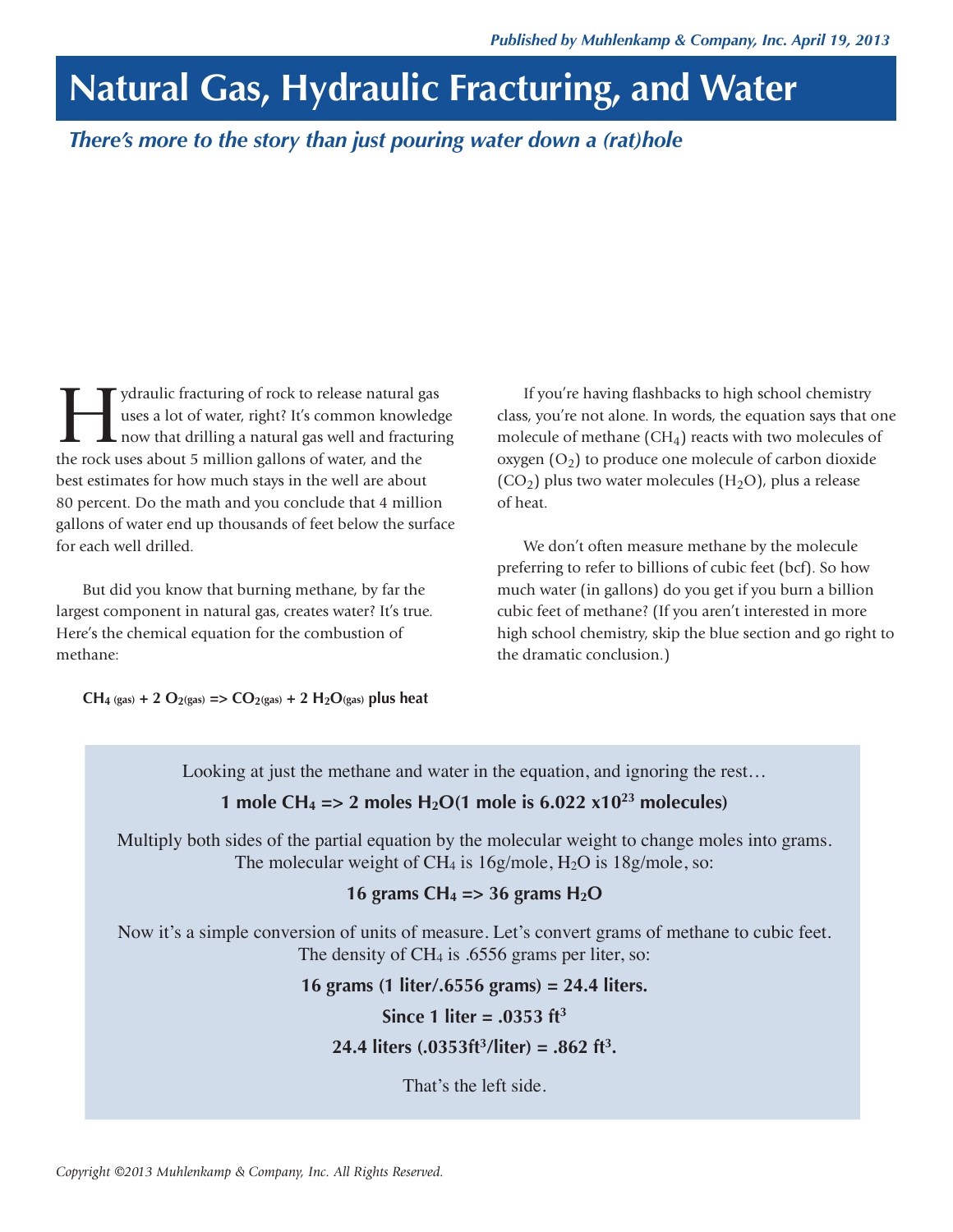*Published by Muhlenkamp & Company, Inc. April 19, 2013*

# Natural Gas, Hydraulic Fracturing, and Water

***There's more to the story than just pouring water down a (rat)hole***

Hydraulic fracturing of rock to release natural gas uses a lot of water, right? It's common knowledge now that drilling a natural gas well and fracturing the rock uses about 5 million gallons of water, and the best estimates for how much stays in the well are about 80 percent. Do the math and you conclude that 4 million gallons of water end up thousands of feet below the surface for each well drilled.

But did you know that burning methane, by far the largest component in natural gas, creates water? It's true. Here's the chemical equation for the combustion of methane:

$$CH_{4\,(gas)} + 2\ O_{2(gas)} \Rightarrow CO_{2(gas)} + 2\ H_2O_{(gas)} \text{ plus heat}$$

If you're having flashbacks to high school chemistry class, you're not alone. In words, the equation says that one molecule of methane ($CH_4$) reacts with two molecules of oxygen ($O_2$) to produce one molecule of carbon dioxide ($CO_2$) plus two water molecules ($H_2O$), plus a release of heat.

We don't often measure methane by the molecule preferring to refer to billions of cubic feet (bcf). So how much water (in gallons) do you get if you burn a billion cubic feet of methane? (If you aren't interested in more high school chemistry, skip the blue section and go right to the dramatic conclusion.)

---

Looking at just the methane and water in the equation, and ignoring the rest…

**1 mole $CH_4$ => 2 moles $H_2O$(1 mole is $6.022 \times 10^{23}$ molecules)**

Multiply both sides of the partial equation by the molecular weight to change moles into grams. The molecular weight of $CH_4$ is 16g/mole, $H_2O$ is 18g/mole, so:

**16 grams $CH_4$ => 36 grams $H_2O$**

Now it's a simple conversion of units of measure. Let's convert grams of methane to cubic feet. The density of $CH_4$ is .6556 grams per liter, so:

**16 grams (1 liter/.6556 grams) = 24.4 liters.**

**Since 1 liter = .0353 $ft^3$**

**24.4 liters (.0353$ft^3$/liter) = .862 $ft^3$.**

That's the left side.

---

*Copyright ©2013 Muhlenkamp & Company, Inc. All Rights Reserved.*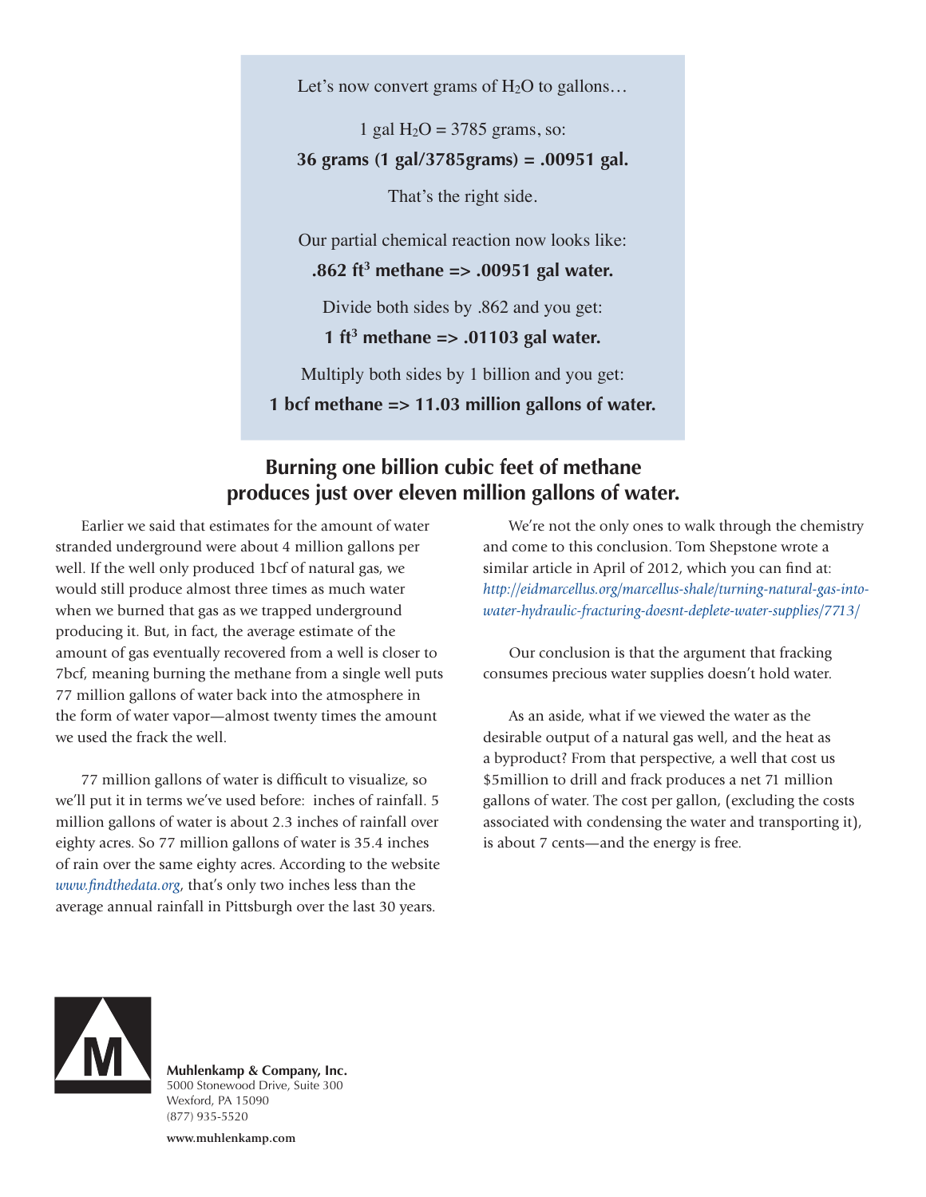Let's now convert grams of $H_2O$ to gallons…

1 gal $H_2O$ = 3785 grams, so:

**36 grams (1 gal/3785grams) = .00951 gal.**

That's the right side.

Our partial chemical reaction now looks like:

**.862 $ft^3$ methane => .00951 gal water.**

Divide both sides by .862 and you get:

**1 $ft^3$ methane => .01103 gal water.**

Multiply both sides by 1 billion and you get:

**1 bcf methane => 11.03 million gallons of water.**

## Burning one billion cubic feet of methane produces just over eleven million gallons of water.

Earlier we said that estimates for the amount of water stranded underground were about 4 million gallons per well. If the well only produced 1bcf of natural gas, we would still produce almost three times as much water when we burned that gas as we trapped underground producing it. But, in fact, the average estimate of the amount of gas eventually recovered from a well is closer to 7bcf, meaning burning the methane from a single well puts 77 million gallons of water back into the atmosphere in the form of water vapor—almost twenty times the amount we used the frack the well.

77 million gallons of water is difficult to visualize, so we'll put it in terms we've used before: inches of rainfall. 5 million gallons of water is about 2.3 inches of rainfall over eighty acres. So 77 million gallons of water is 35.4 inches of rain over the same eighty acres. According to the website *www.findthedata.org*, that's only two inches less than the average annual rainfall in Pittsburgh over the last 30 years.

We're not the only ones to walk through the chemistry and come to this conclusion. Tom Shepstone wrote a similar article in April of 2012, which you can find at: *http://eidmarcellus.org/marcellus-shale/turning-natural-gas-into-water-hydraulic-fracturing-doesnt-deplete-water-supplies/7713/*

Our conclusion is that the argument that fracking consumes precious water supplies doesn't hold water.

As an aside, what if we viewed the water as the desirable output of a natural gas well, and the heat as a byproduct? From that perspective, a well that cost us $5million to drill and frack produces a net 71 million gallons of water. The cost per gallon, (excluding the costs associated with condensing the water and transporting it), is about 7 cents—and the energy is free.

**Muhlenkamp & Company, Inc.**
5000 Stonewood Drive, Suite 300
Wexford, PA 15090
(877) 935-5520

**www.muhlenkamp.com**